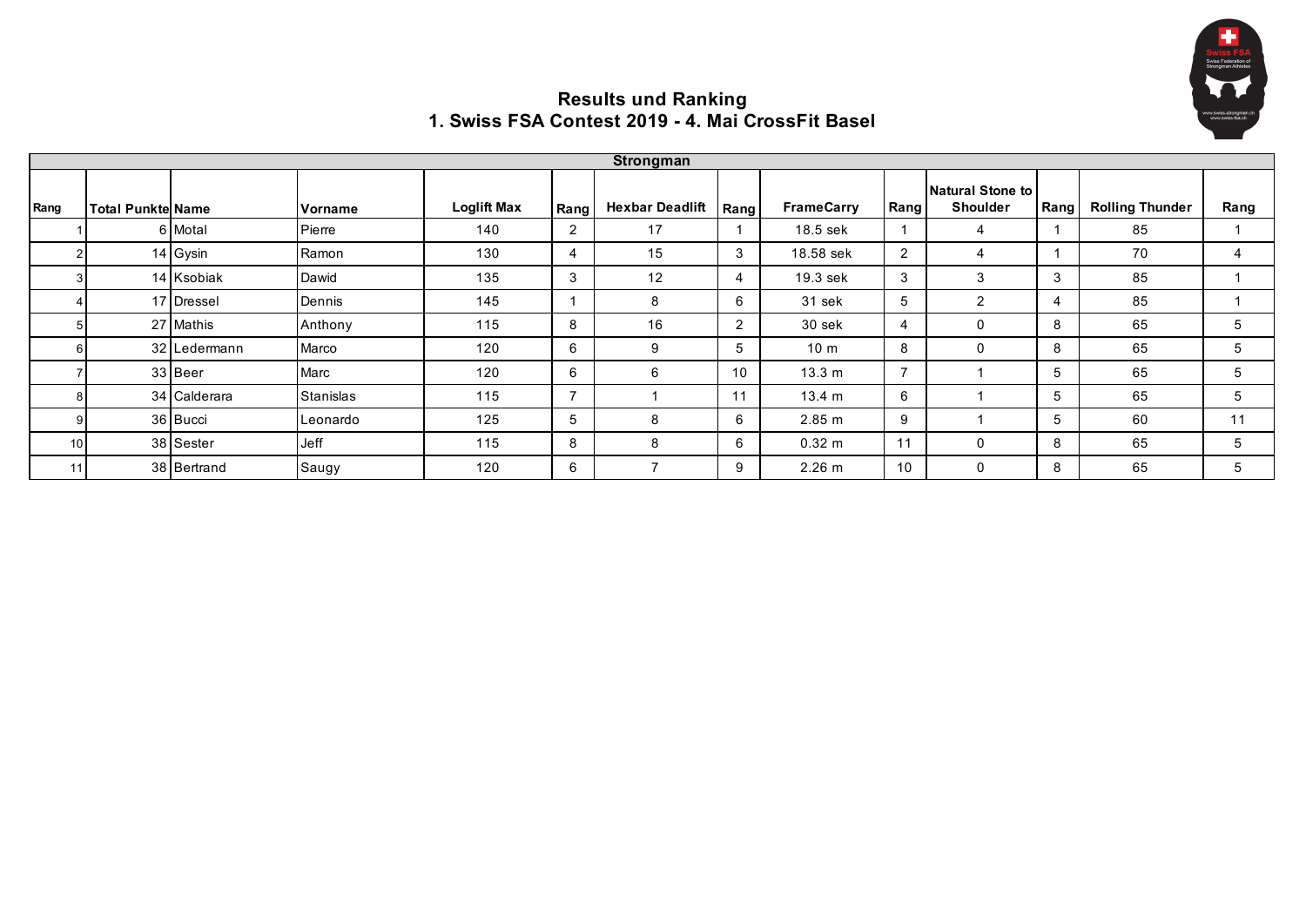# Results und Ranking
# 1. Swiss FSA Contest 2019 - 4. Mai CrossFit Basel

| Strongman | | | | | | | | | | | | | |
|---|---|---|---|---|---|---|---|---|---|---|---|---|---|
| Rang | Total Punkte | Name | Vorname | Loglift Max | Rang | Hexbar Deadlift | Rang | FrameCarry | Rang | Natural Stone to Shoulder | Rang | Rolling Thunder | Rang |
| 1 | 6 | Motal | Pierre | 140 | 2 | 17 | 1 | 18.5 sek | 1 | 4 | 1 | 85 | 1 |
| 2 | 14 | Gysin | Ramon | 130 | 4 | 15 | 3 | 18.58 sek | 2 | 4 | 1 | 70 | 4 |
| 3 | 14 | Ksobiak | Dawid | 135 | 3 | 12 | 4 | 19.3 sek | 3 | 3 | 3 | 85 | 1 |
| 4 | 17 | Dressel | Dennis | 145 | 1 | 8 | 6 | 31 sek | 5 | 2 | 4 | 85 | 1 |
| 5 | 27 | Mathis | Anthony | 115 | 8 | 16 | 2 | 30 sek | 4 | 0 | 8 | 65 | 5 |
| 6 | 32 | Ledermann | Marco | 120 | 6 | 9 | 5 | 10 m | 8 | 0 | 8 | 65 | 5 |
| 7 | 33 | Beer | Marc | 120 | 6 | 6 | 10 | 13.3 m | 7 | 1 | 5 | 65 | 5 |
| 8 | 34 | Calderara | Stanislas | 115 | 7 | 1 | 11 | 13.4 m | 6 | 1 | 5 | 65 | 5 |
| 9 | 36 | Bucci | Leonardo | 125 | 5 | 8 | 6 | 2.85 m | 9 | 1 | 5 | 60 | 11 |
| 10 | 38 | Sester | Jeff | 115 | 8 | 8 | 6 | 0.32 m | 11 | 0 | 8 | 65 | 5 |
| 11 | 38 | Bertrand | Saugy | 120 | 6 | 7 | 9 | 2.26 m | 10 | 0 | 8 | 65 | 5 |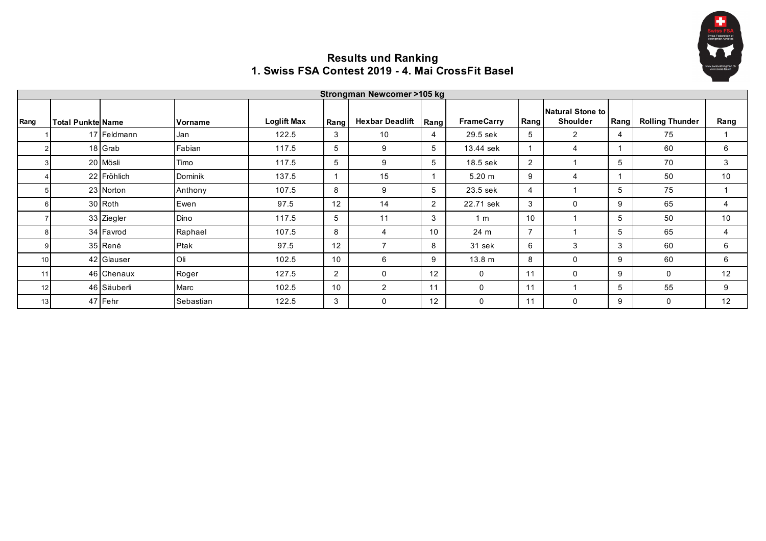## Results und Ranking
## 1. Swiss FSA Contest 2019 - 4. Mai CrossFit Basel

| Strongman Newcomer >105 kg | | | | | | | | | | | | | |
|---|---|---|---|---|---|---|---|---|---|---|---|---|---|
| Rang | Total Punkte | Name | Vorname | Loglift Max | Rang | Hexbar Deadlift | Rang | FrameCarry | Rang | Natural Stone to Shoulder | Rang | Rolling Thunder | Rang |
| 1 | 17 | Feldmann | Jan | 122.5 | 3 | 10 | 4 | 29.5 sek | 5 | 2 | 4 | 75 | 1 |
| 2 | 18 | Grab | Fabian | 117.5 | 5 | 9 | 5 | 13.44 sek | 1 | 4 | 1 | 60 | 6 |
| 3 | 20 | Mösli | Timo | 117.5 | 5 | 9 | 5 | 18.5 sek | 2 | 1 | 5 | 70 | 3 |
| 4 | 22 | Fröhlich | Dominik | 137.5 | 1 | 15 | 1 | 5.20 m | 9 | 4 | 1 | 50 | 10 |
| 5 | 23 | Norton | Anthony | 107.5 | 8 | 9 | 5 | 23.5 sek | 4 | 1 | 5 | 75 | 1 |
| 6 | 30 | Roth | Ewen | 97.5 | 12 | 14 | 2 | 22.71 sek | 3 | 0 | 9 | 65 | 4 |
| 7 | 33 | Ziegler | Dino | 117.5 | 5 | 11 | 3 | 1 m | 10 | 1 | 5 | 50 | 10 |
| 8 | 34 | Favrod | Raphael | 107.5 | 8 | 4 | 10 | 24 m | 7 | 1 | 5 | 65 | 4 |
| 9 | 35 | René | Ptak | 97.5 | 12 | 7 | 8 | 31 sek | 6 | 3 | 3 | 60 | 6 |
| 10 | 42 | Glauser | Oli | 102.5 | 10 | 6 | 9 | 13.8 m | 8 | 0 | 9 | 60 | 6 |
| 11 | 46 | Chenaux | Roger | 127.5 | 2 | 0 | 12 | 0 | 11 | 0 | 9 | 0 | 12 |
| 12 | 46 | Säuberli | Marc | 102.5 | 10 | 2 | 11 | 0 | 11 | 1 | 5 | 55 | 9 |
| 13 | 47 | Fehr | Sebastian | 122.5 | 3 | 0 | 12 | 0 | 11 | 0 | 9 | 0 | 12 |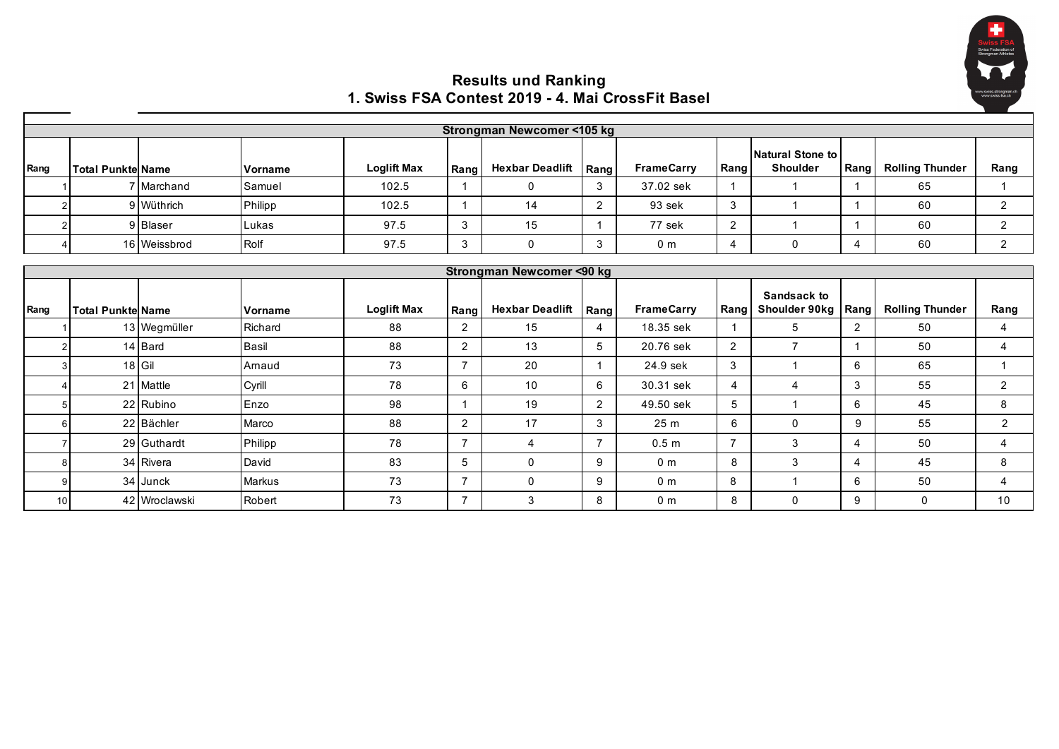## Results und Ranking
## 1. Swiss FSA Contest 2019 - 4. Mai CrossFit Basel

### Strongman Newcomer <105 kg

| Rang | Total Punkte | Name | Vorname | Loglift Max | Rang | Hexbar Deadlift | Rang | FrameCarry | Rang | Natural Stone to Shoulder | Rang | Rolling Thunder | Rang |
|---|---|---|---|---|---|---|---|---|---|---|---|---|---|
| 1 | 7 | Marchand | Samuel | 102.5 | 1 | 0 | 3 | 37.02 sek | 1 | 1 | 1 | 65 | 1 |
| 2 | 9 | Wüthrich | Philipp | 102.5 | 1 | 14 | 2 | 93 sek | 3 | 1 | 1 | 60 | 2 |
| 2 | 9 | Blaser | Lukas | 97.5 | 3 | 15 | 1 | 77 sek | 2 | 1 | 1 | 60 | 2 |
| 4 | 16 | Weissbrod | Rolf | 97.5 | 3 | 0 | 3 | 0 m | 4 | 0 | 4 | 60 | 2 |

### Strongman Newcomer <90 kg

| Rang | Total Punkte | Name | Vorname | Loglift Max | Rang | Hexbar Deadlift | Rang | FrameCarry | Rang | Sandsack to Shoulder 90kg | Rang | Rolling Thunder | Rang |
|---|---|---|---|---|---|---|---|---|---|---|---|---|---|
| 1 | 13 | Wegmüller | Richard | 88 | 2 | 15 | 4 | 18.35 sek | 1 | 5 | 2 | 50 | 4 |
| 2 | 14 | Bard | Basil | 88 | 2 | 13 | 5 | 20.76 sek | 2 | 7 | 1 | 50 | 4 |
| 3 | 18 | Gil | Arnaud | 73 | 7 | 20 | 1 | 24.9 sek | 3 | 1 | 6 | 65 | 1 |
| 4 | 21 | Mattle | Cyrill | 78 | 6 | 10 | 6 | 30.31 sek | 4 | 4 | 3 | 55 | 2 |
| 5 | 22 | Rubino | Enzo | 98 | 1 | 19 | 2 | 49.50 sek | 5 | 1 | 6 | 45 | 8 |
| 6 | 22 | Bächler | Marco | 88 | 2 | 17 | 3 | 25 m | 6 | 0 | 9 | 55 | 2 |
| 7 | 29 | Guthardt | Philipp | 78 | 7 | 4 | 7 | 0.5 m | 7 | 3 | 4 | 50 | 4 |
| 8 | 34 | Rivera | David | 83 | 5 | 0 | 9 | 0 m | 8 | 3 | 4 | 45 | 8 |
| 9 | 34 | Junck | Markus | 73 | 7 | 0 | 9 | 0 m | 8 | 1 | 6 | 50 | 4 |
| 10 | 42 | Wroclawski | Robert | 73 | 7 | 3 | 8 | 0 m | 8 | 0 | 9 | 0 | 10 |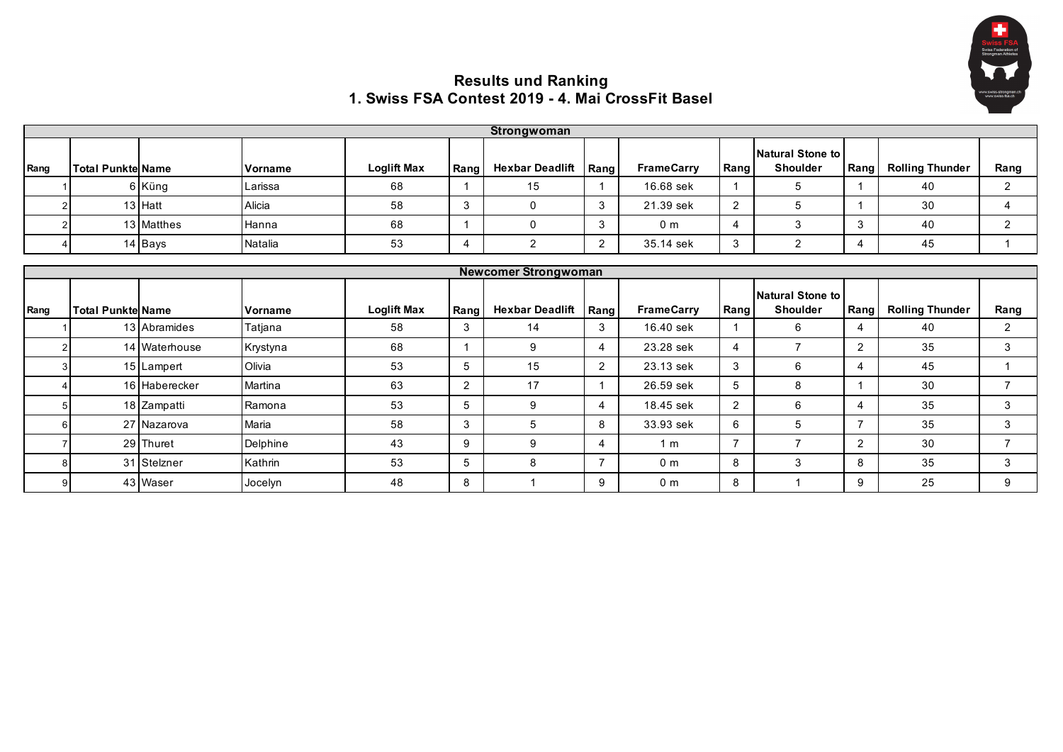# Results und Ranking
## 1. Swiss FSA Contest 2019 - 4. Mai CrossFit Basel

| Strongwoman | | | | | | | | | | | | | |
|---|---|---|---|---|---|---|---|---|---|---|---|---|---|
| Rang | Total Punkte | Name | Vorname | Loglift Max | Rang | Hexbar Deadlift | Rang | FrameCarry | Rang | Natural Stone to Shoulder | Rang | Rolling Thunder | Rang |
| 1 | 6 | Küng | Larissa | 68 | 1 | 15 | 1 | 16.68 sek | 1 | 5 | 1 | 40 | 2 |
| 2 | 13 | Hatt | Alicia | 58 | 3 | 0 | 3 | 21.39 sek | 2 | 5 | 1 | 30 | 4 |
| 2 | 13 | Matthes | Hanna | 68 | 1 | 0 | 3 | 0 m | 4 | 3 | 3 | 40 | 2 |
| 4 | 14 | Bays | Natalia | 53 | 4 | 2 | 2 | 35.14 sek | 3 | 2 | 4 | 45 | 1 |

| Newcomer Strongwoman | | | | | | | | | | | | | |
|---|---|---|---|---|---|---|---|---|---|---|---|---|---|
| Rang | Total Punkte | Name | Vorname | Loglift Max | Rang | Hexbar Deadlift | Rang | FrameCarry | Rang | Natural Stone to Shoulder | Rang | Rolling Thunder | Rang |
| 1 | 13 | Abramides | Tatjana | 58 | 3 | 14 | 3 | 16.40 sek | 1 | 6 | 4 | 40 | 2 |
| 2 | 14 | Waterhouse | Krystyna | 68 | 1 | 9 | 4 | 23.28 sek | 4 | 7 | 2 | 35 | 3 |
| 3 | 15 | Lampert | Olivia | 53 | 5 | 15 | 2 | 23.13 sek | 3 | 6 | 4 | 45 | 1 |
| 4 | 16 | Haberecker | Martina | 63 | 2 | 17 | 1 | 26.59 sek | 5 | 8 | 1 | 30 | 7 |
| 5 | 18 | Zampatti | Ramona | 53 | 5 | 9 | 4 | 18.45 sek | 2 | 6 | 4 | 35 | 3 |
| 6 | 27 | Nazarova | Maria | 58 | 3 | 5 | 8 | 33.93 sek | 6 | 5 | 7 | 35 | 3 |
| 7 | 29 | Thuret | Delphine | 43 | 9 | 9 | 4 | 1 m | 7 | 7 | 2 | 30 | 7 |
| 8 | 31 | Stelzner | Kathrin | 53 | 5 | 8 | 7 | 0 m | 8 | 3 | 8 | 35 | 3 |
| 9 | 43 | Waser | Jocelyn | 48 | 8 | 1 | 9 | 0 m | 8 | 1 | 9 | 25 | 9 |